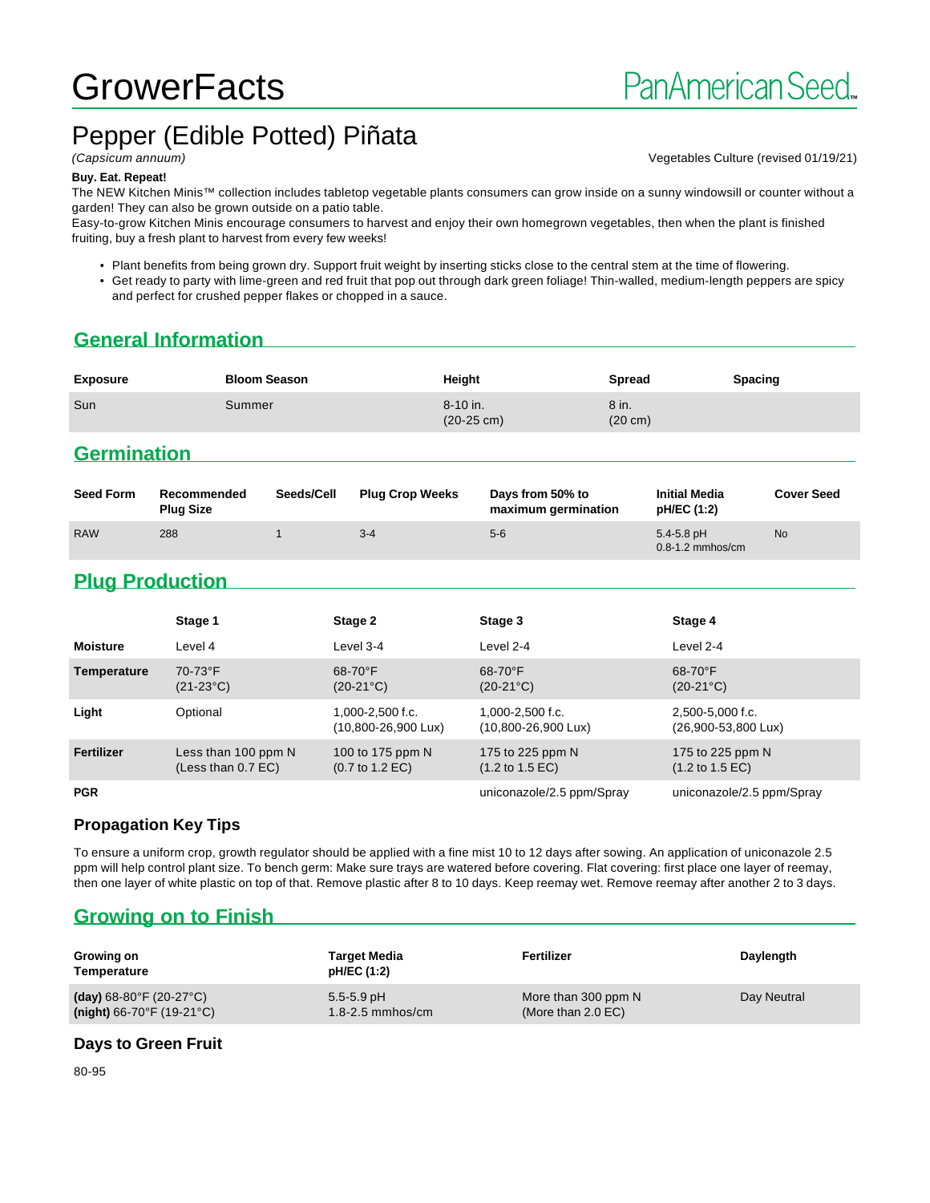# GrowerFacts

PanAmerican Seed

## Pepper (Edible Potted) Piñata

*(Capsicum annuum)*

Vegetables Culture (revised 01/19/21)

**Buy. Eat. Repeat!**

The NEW Kitchen Minis™ collection includes tabletop vegetable plants consumers can grow inside on a sunny windowsill or counter without a garden! They can also be grown outside on a patio table.

Easy-to-grow Kitchen Minis encourage consumers to harvest and enjoy their own homegrown vegetables, then when the plant is finished fruiting, buy a fresh plant to harvest from every few weeks!

- Plant benefits from being grown dry. Support fruit weight by inserting sticks close to the central stem at the time of flowering.
- Get ready to party with lime-green and red fruit that pop out through dark green foliage! Thin-walled, medium-length peppers are spicy and perfect for crushed pepper flakes or chopped in a sauce.

## General Information

| Exposure | Bloom Season | Height | Spread | Spacing |
|---|---|---|---|---|
| Sun | Summer | 8-10 in. (20-25 cm) | 8 in. (20 cm) | |

## Germination

| Seed Form | Recommended Plug Size | Seeds/Cell | Plug Crop Weeks | Days from 50% to maximum germination | Initial Media pH/EC (1:2) | Cover Seed |
|---|---|---|---|---|---|---|
| RAW | 288 | 1 | 3-4 | 5-6 | 5.4-5.8 pH 0.8-1.2 mmhos/cm | No |

## Plug Production

| | Stage 1 | Stage 2 | Stage 3 | Stage 4 |
|---|---|---|---|---|
| **Moisture** | Level 4 | Level 3-4 | Level 2-4 | Level 2-4 |
| **Temperature** | 70-73°F (21-23°C) | 68-70°F (20-21°C) | 68-70°F (20-21°C) | 68-70°F (20-21°C) |
| **Light** | Optional | 1,000-2,500 f.c. (10,800-26,900 Lux) | 1,000-2,500 f.c. (10,800-26,900 Lux) | 2,500-5,000 f.c. (26,900-53,800 Lux) |
| **Fertilizer** | Less than 100 ppm N (Less than 0.7 EC) | 100 to 175 ppm N (0.7 to 1.2 EC) | 175 to 225 ppm N (1.2 to 1.5 EC) | 175 to 225 ppm N (1.2 to 1.5 EC) |
| **PGR** | | | uniconazole/2.5 ppm/Spray | uniconazole/2.5 ppm/Spray |

### Propagation Key Tips

To ensure a uniform crop, growth regulator should be applied with a fine mist 10 to 12 days after sowing. An application of uniconazole 2.5 ppm will help control plant size. To bench germ: Make sure trays are watered before covering. Flat covering: first place one layer of reemay, then one layer of white plastic on top of that. Remove plastic after 8 to 10 days. Keep reemay wet. Remove reemay after another 2 to 3 days.

## Growing on to Finish

| Growing on Temperature | Target Media pH/EC (1:2) | Fertilizer | Daylength |
|---|---|---|---|
| **(day)** 68-80°F (20-27°C) **(night)** 66-70°F (19-21°C) | 5.5-5.9 pH 1.8-2.5 mmhos/cm | More than 300 ppm N (More than 2.0 EC) | Day Neutral |

### Days to Green Fruit

80-95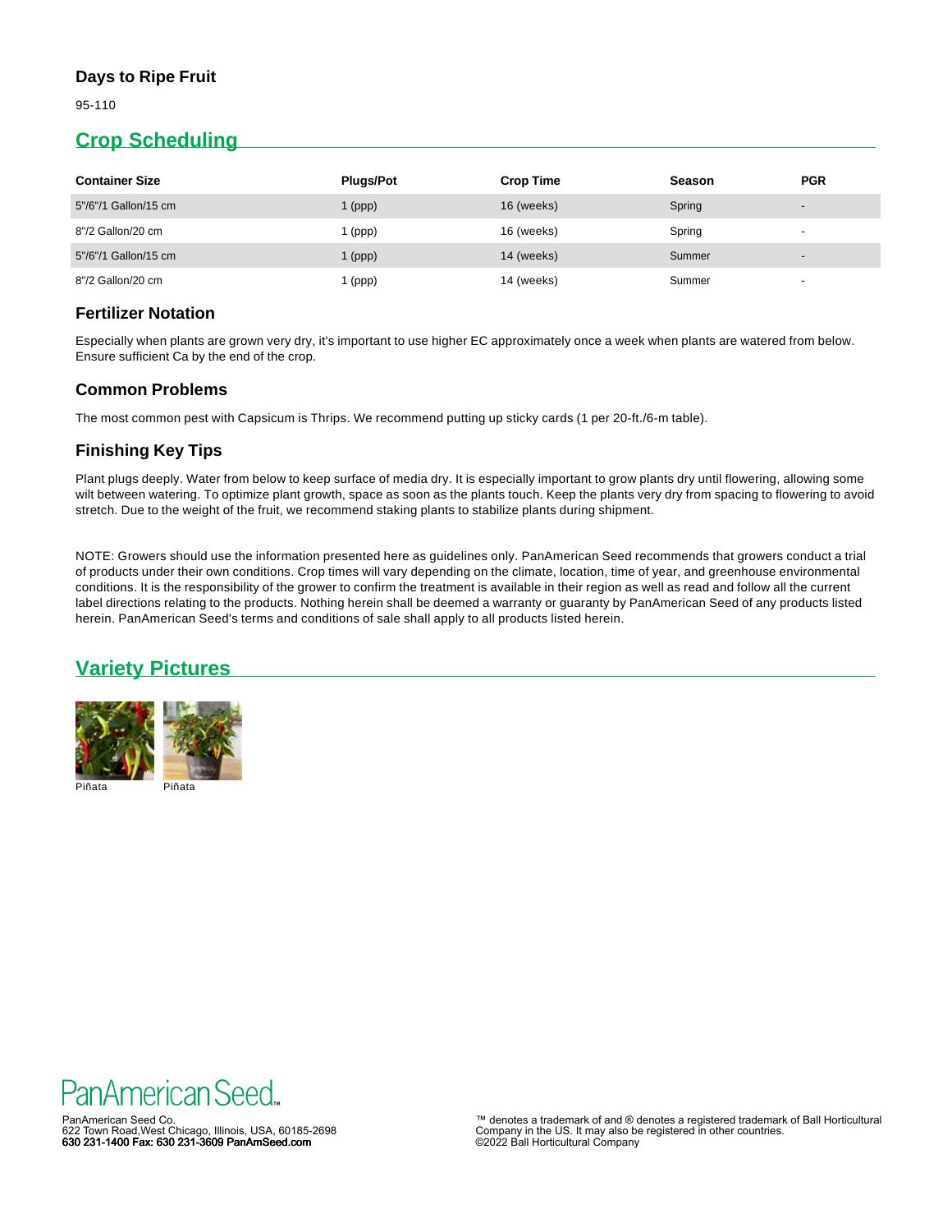### Days to Ripe Fruit

95-110

## Crop Scheduling

| Container Size | Plugs/Pot | Crop Time | Season | PGR |
|---|---|---|---|---|
| 5"/6"/1 Gallon/15 cm | 1 (ppp) | 16 (weeks) | Spring | - |
| 8"/2 Gallon/20 cm | 1 (ppp) | 16 (weeks) | Spring | - |
| 5"/6"/1 Gallon/15 cm | 1 (ppp) | 14 (weeks) | Summer | - |
| 8"/2 Gallon/20 cm | 1 (ppp) | 14 (weeks) | Summer | - |

### Fertilizer Notation

Especially when plants are grown very dry, it's important to use higher EC approximately once a week when plants are watered from below. Ensure sufficient Ca by the end of the crop.

### Common Problems

The most common pest with Capsicum is Thrips. We recommend putting up sticky cards (1 per 20-ft./6-m table).

### Finishing Key Tips

Plant plugs deeply. Water from below to keep surface of media dry. It is especially important to grow plants dry until flowering, allowing some wilt between watering. To optimize plant growth, space as soon as the plants touch. Keep the plants very dry from spacing to flowering to avoid stretch. Due to the weight of the fruit, we recommend staking plants to stabilize plants during shipment.

NOTE: Growers should use the information presented here as guidelines only. PanAmerican Seed recommends that growers conduct a trial of products under their own conditions. Crop times will vary depending on the climate, location, time of year, and greenhouse environmental conditions. It is the responsibility of the grower to confirm the treatment is available in their region as well as read and follow all the current label directions relating to the products. Nothing herein shall be deemed a warranty or guaranty by PanAmerican Seed of any products listed herein. PanAmerican Seed's terms and conditions of sale shall apply to all products listed herein.

## Variety Pictures

Piñata

Piñata

PanAmerican Seed™

PanAmerican Seed Co.
622 Town Road,West Chicago, Illinois, USA, 60185-2698
630 231-1400 Fax: 630 231-3609 PanAmSeed.com

™ denotes a trademark of and ® denotes a registered trademark of Ball Horticultural Company in the US. It may also be registered in other countries.
©2022 Ball Horticultural Company